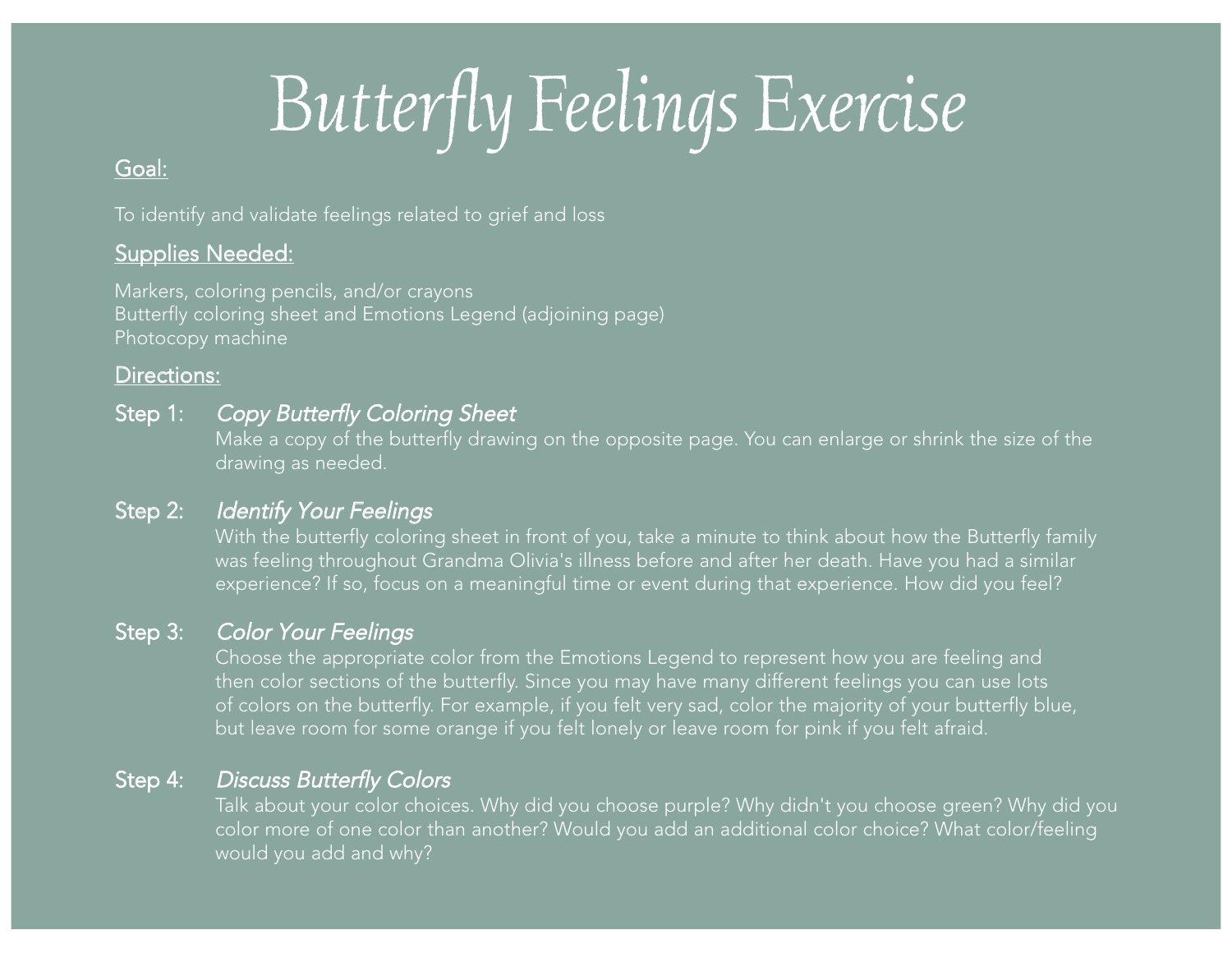# Butterfly Feelings Exercise

## Goal:

To identify and validate feelings related to grief and loss

## Supplies Needed:

Markers, coloring pencils, and/or crayons
Butterfly coloring sheet and Emotions Legend (adjoining page)
Photocopy machine

## Directions:

**Step 1:** *Copy Butterfly Coloring Sheet*
Make a copy of the butterfly drawing on the opposite page. You can enlarge or shrink the size of the drawing as needed.

**Step 2:** *Identify Your Feelings*
With the butterfly coloring sheet in front of you, take a minute to think about how the Butterfly family was feeling throughout Grandma Olivia's illness before and after her death. Have you had a similar experience? If so, focus on a meaningful time or event during that experience. How did you feel?

**Step 3:** *Color Your Feelings*
Choose the appropriate color from the Emotions Legend to represent how you are feeling and then color sections of the butterfly. Since you may have many different feelings you can use lots of colors on the butterfly. For example, if you felt very sad, color the majority of your butterfly blue, but leave room for some orange if you felt lonely or leave room for pink if you felt afraid.

**Step 4:** *Discuss Butterfly Colors*
Talk about your color choices. Why did you choose purple? Why didn't you choose green? Why did you color more of one color than another? Would you add an additional color choice? What color/feeling would you add and why?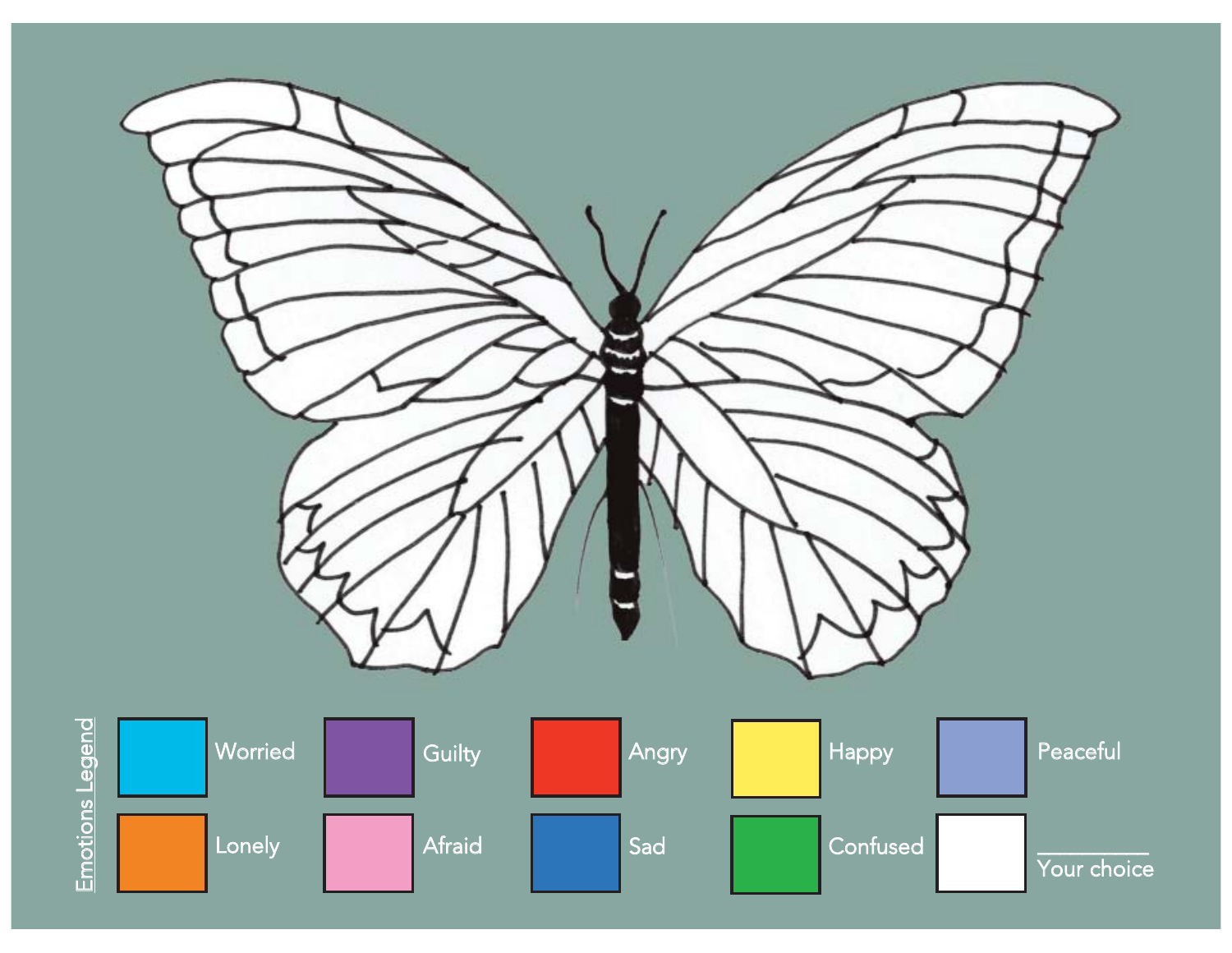Emotions Legend

Worried

Guilty

Angry

Happy

Peaceful

Lonely

Afraid

Sad

Confused

___________
Your choice